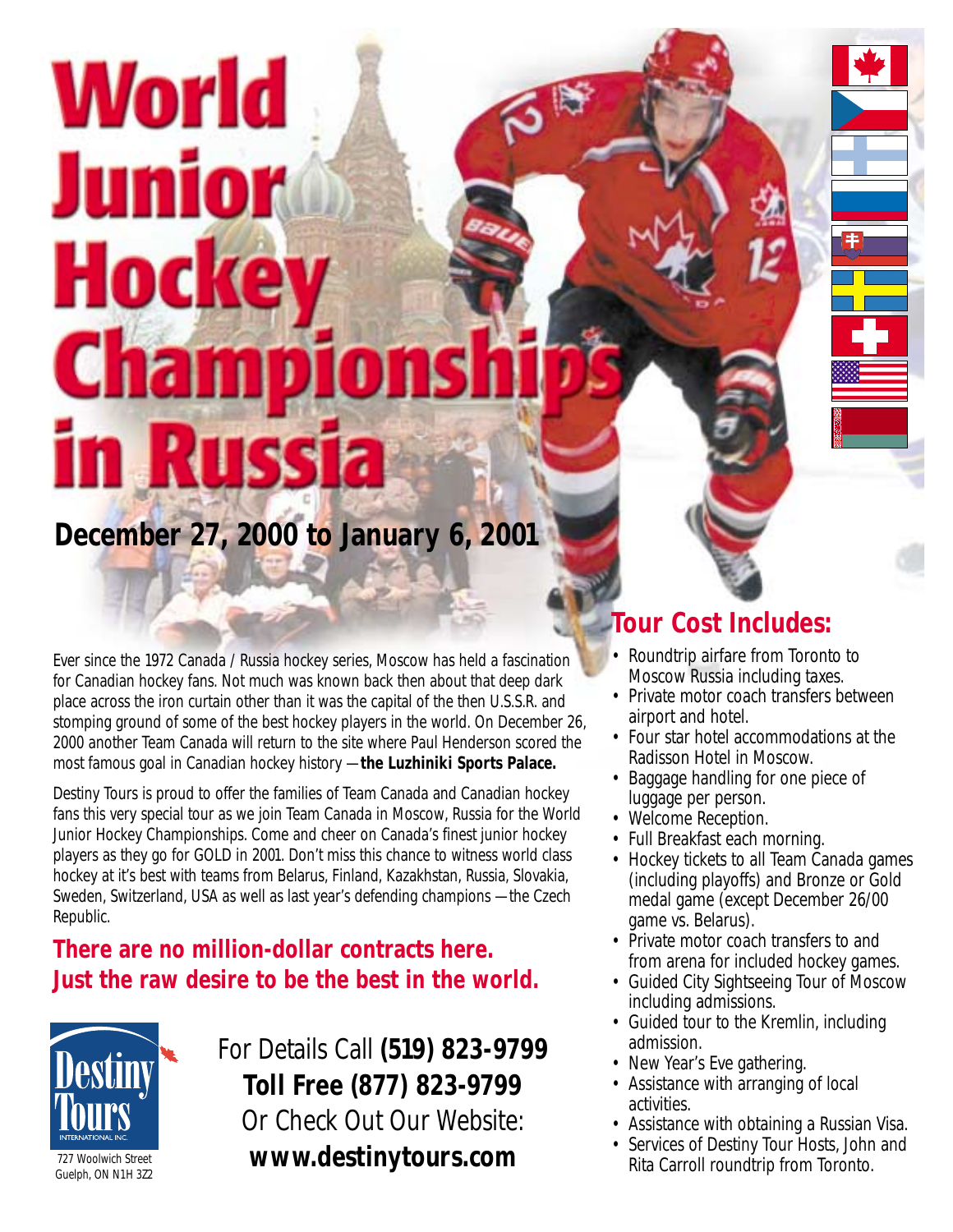# World Junior Hockey Championships in Russia

## December 27, 2000 to January 6, 2001

Ever since the 1972 Canada / Russia hockey series, Moscow has held a fascination for Canadian hockey fans. Not much was known back then about that deep dark place across the iron curtain other than it was the capital of the then U.S.S.R. and stomping ground of some of the best hockey players in the world. On December 26, 2000 another Team Canada will return to the site where Paul Henderson scored the most famous goal in Canadian hockey history — **the Luzhiniki Sports Palace.**

Destiny Tours is proud to offer the families of Team Canada and Canadian hockey fans this very special tour as we join Team Canada in Moscow, Russia for the World Junior Hockey Championships. Come and cheer on Canada's finest junior hockey players as they go for GOLD in 2001. Don't miss this chance to witness world class hockey at it's best with teams from Belarus, Finland, Kazakhstan, Russia, Slovakia, Sweden, Switzerland, USA as well as last year's defending champions — the Czech Republic.

**There are no million-dollar contracts here. Just the raw desire to be the best in the world.**

## Tour Cost Includes:

- Roundtrip airfare from Toronto to Moscow Russia including taxes.
- Private motor coach transfers between airport and hotel.
- Four star hotel accommodations at the Radisson Hotel in Moscow.
- Baggage handling for one piece of luggage per person.
- Welcome Reception.
- Full Breakfast each morning.
- Hockey tickets to all Team Canada games (including playoffs) and Bronze or Gold medal game (except December 26/00 game vs. Belarus).
- Private motor coach transfers to and from arena for included hockey games.
- Guided City Sightseeing Tour of Moscow including admissions.
- Guided tour to the Kremlin, including admission.
- New Year's Eve gathering.
- Assistance with arranging of local activities.
- Assistance with obtaining a Russian Visa.
- Services of Destiny Tour Hosts, John and Rita Carroll roundtrip from Toronto.

Destiny Tours International Inc.
727 Woolwich Street
Guelph, ON N1H 3Z2

For Details Call **(519) 823-9799**
**Toll Free (877) 823-9799**
Or Check Out Our Website:
**www.destinytours.com**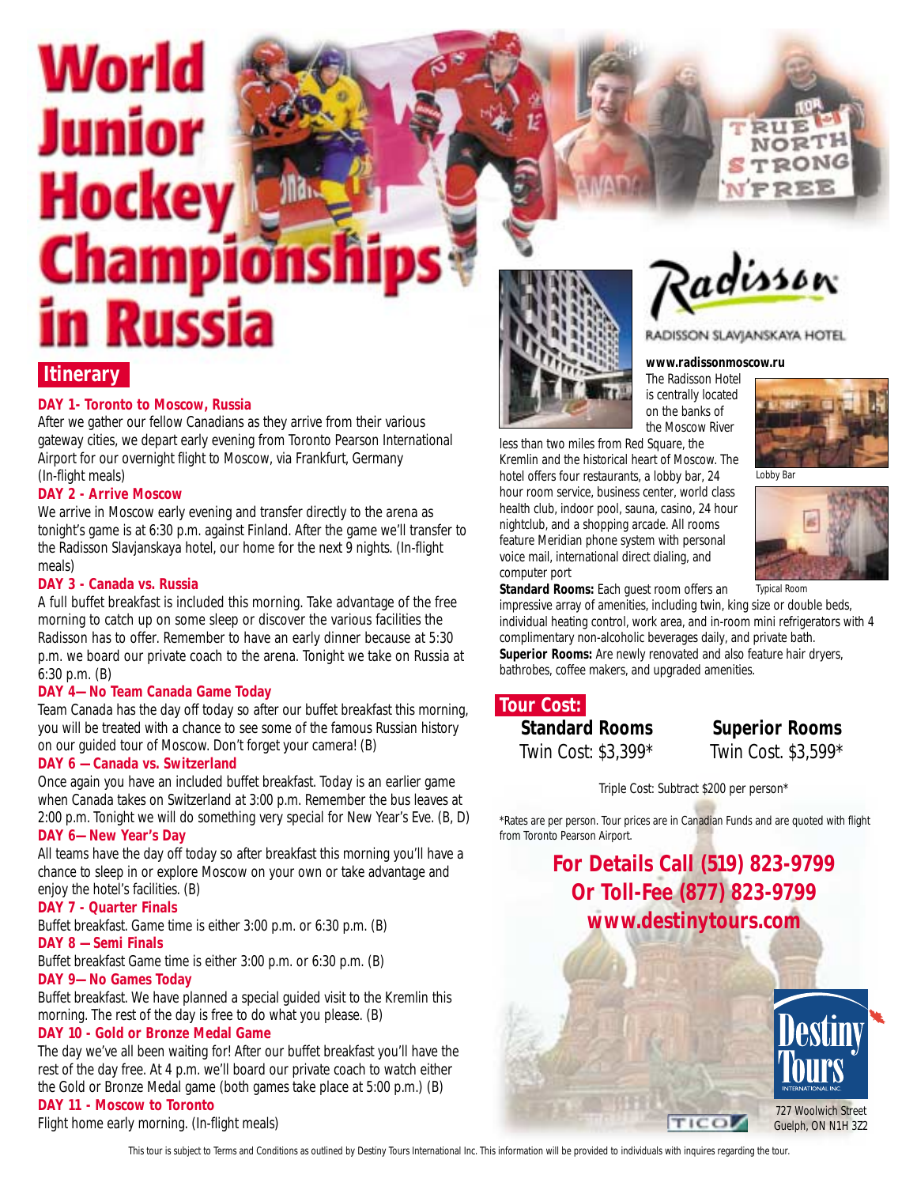# World Junior Hockey Championships in Russia

## Itinerary

**DAY 1- Toronto to Moscow, Russia**

After we gather our fellow Canadians as they arrive from their various gateway cities, we depart early evening from Toronto Pearson International Airport for our overnight flight to Moscow, via Frankfurt, Germany (In-flight meals)

**DAY 2 - Arrive Moscow**

We arrive in Moscow early evening and transfer directly to the arena as tonight's game is at 6:30 p.m. against Finland. After the game we'll transfer to the Radisson Slavjanskaya hotel, our home for the next 9 nights. (In-flight meals)

**DAY 3 - Canada vs. Russia**

A full buffet breakfast is included this morning. Take advantage of the free morning to catch up on some sleep or discover the various facilities the Radisson has to offer. Remember to have an early dinner because at 5:30 p.m. we board our private coach to the arena. Tonight we take on Russia at 6:30 p.m. (B)

**DAY 4—No Team Canada Game Today**

Team Canada has the day off today so after our buffet breakfast this morning, you will be treated with a chance to see some of the famous Russian history on our guided tour of Moscow. Don't forget your camera! (B)

**DAY 6 —Canada vs. Switzerland**

Once again you have an included buffet breakfast. Today is an earlier game when Canada takes on Switzerland at 3:00 p.m. Remember the bus leaves at 2:00 p.m. Tonight we will do something very special for New Year's Eve. (B, D)

**DAY 6—New Year's Day**

All teams have the day off today so after breakfast this morning you'll have a chance to sleep in or explore Moscow on your own or take advantage and enjoy the hotel's facilities. (B)

**DAY 7 - Quarter Finals**

Buffet breakfast. Game time is either 3:00 p.m. or 6:30 p.m. (B)

**DAY 8 —Semi Finals**

Buffet breakfast Game time is either 3:00 p.m. or 6:30 p.m. (B)

**DAY 9—No Games Today**

Buffet breakfast. We have planned a special guided visit to the Kremlin this morning. The rest of the day is free to do what you please. (B)

**DAY 10 - Gold or Bronze Medal Game**

The day we've all been waiting for! After our buffet breakfast you'll have the rest of the day free. At 4 p.m. we'll board our private coach to watch either the Gold or Bronze Medal game (both games take place at 5:00 p.m.) (B)

**DAY 11 - Moscow to Toronto**

Flight home early morning. (In-flight meals)

TRUE NORTH STRONG N'FREE

Radisson

RADISSON SLAVJANSKAYA HOTEL

**www.radissonmoscow.ru**

The Radisson Hotel is centrally located on the banks of the Moscow River less than two miles from Red Square, the Kremlin and the historical heart of Moscow. The hotel offers four restaurants, a lobby bar, 24 hour room service, business center, world class health club, indoor pool, sauna, casino, 24 hour nightclub, and a shopping arcade. All rooms feature Meridian phone system with personal voice mail, international direct dialing, and computer port

Lobby Bar

Typical Room

**Standard Rooms:** Each guest room offers an impressive array of amenities, including twin, king size or double beds, individual heating control, work area, and in-room mini refrigerators with 4 complimentary non-alcoholic beverages daily, and private bath.

**Superior Rooms:** Are newly renovated and also feature hair dryers, bathrobes, coffee makers, and upgraded amenities.

## Tour Cost:

| Standard Rooms | Superior Rooms |
|---|---|
| Twin Cost: $3,399* | Twin Cost. $3,599* |

Triple Cost: Subtract $200 per person*

*Rates are per person. Tour prices are in Canadian Funds and are quoted with flight from Toronto Pearson Airport.

**For Details Call (519) 823-9799**
**Or Toll-Fee (877) 823-9799**
**www.destinytours.com**

Destiny Tours International Inc.

727 Woolwich Street
Guelph, ON N1H 3Z2

TICO

This tour is subject to Terms and Conditions as outlined by Destiny Tours International Inc. This information will be provided to individuals with inquires regarding the tour.